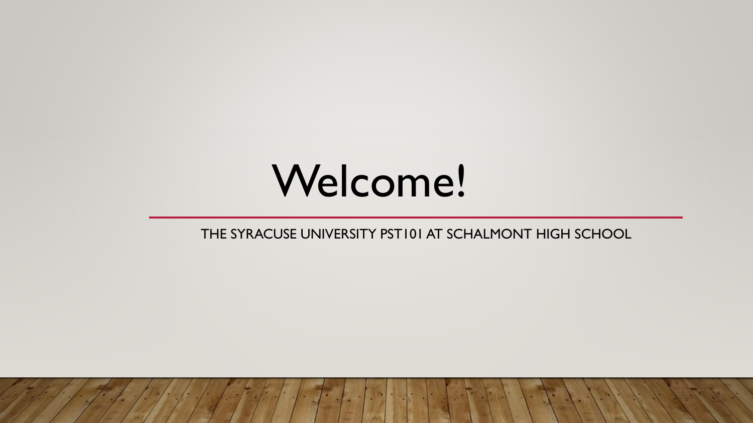# Welcome!

THE SYRACUSE UNIVERSITY PST101 AT SCHALMONT HIGH SCHOOL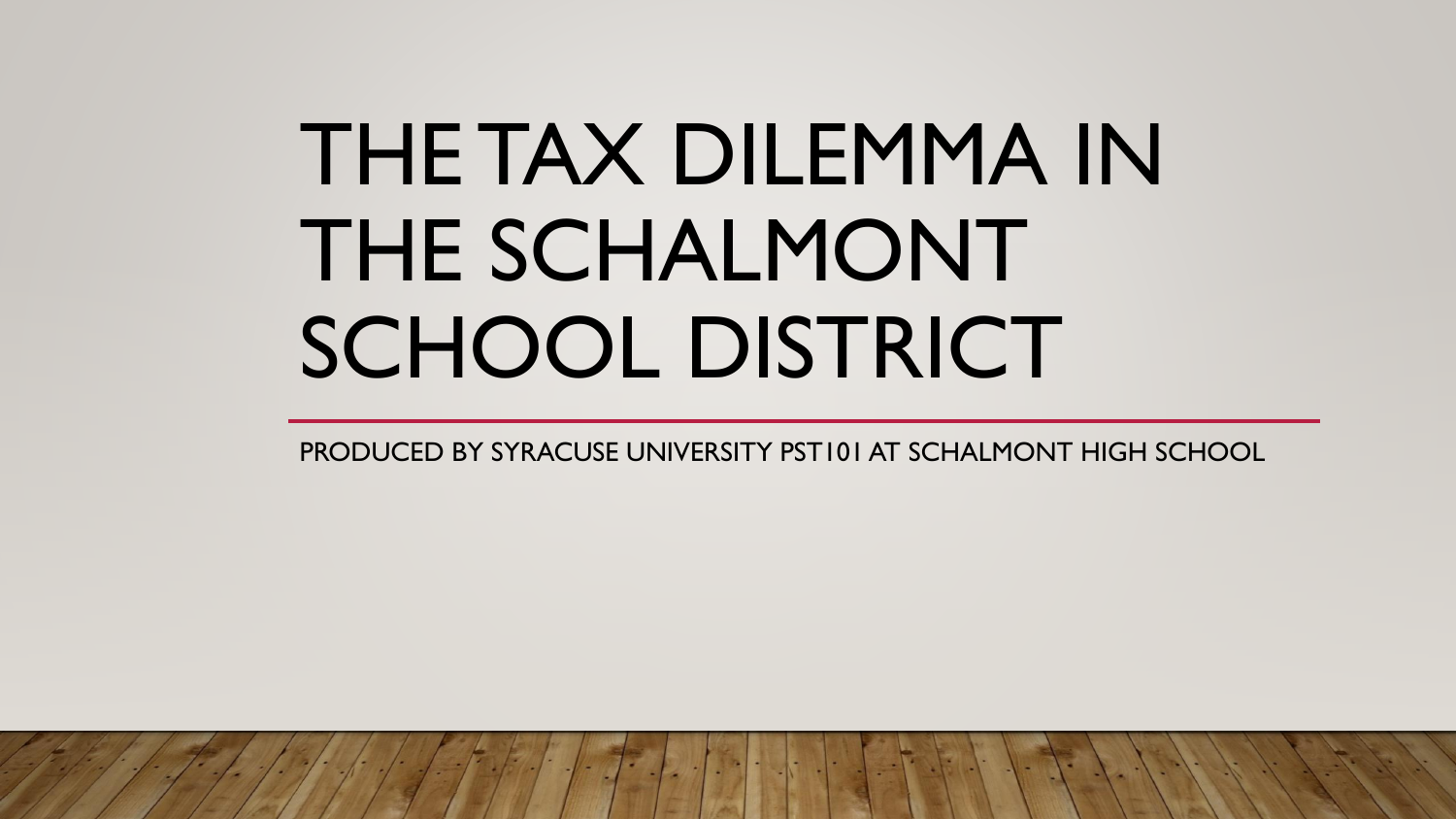# THE TAX DILEMMA IN THE SCHALMONT SCHOOL DISTRICT

PRODUCED BY SYRACUSE UNIVERSITY PST101 AT SCHALMONT HIGH SCHOOL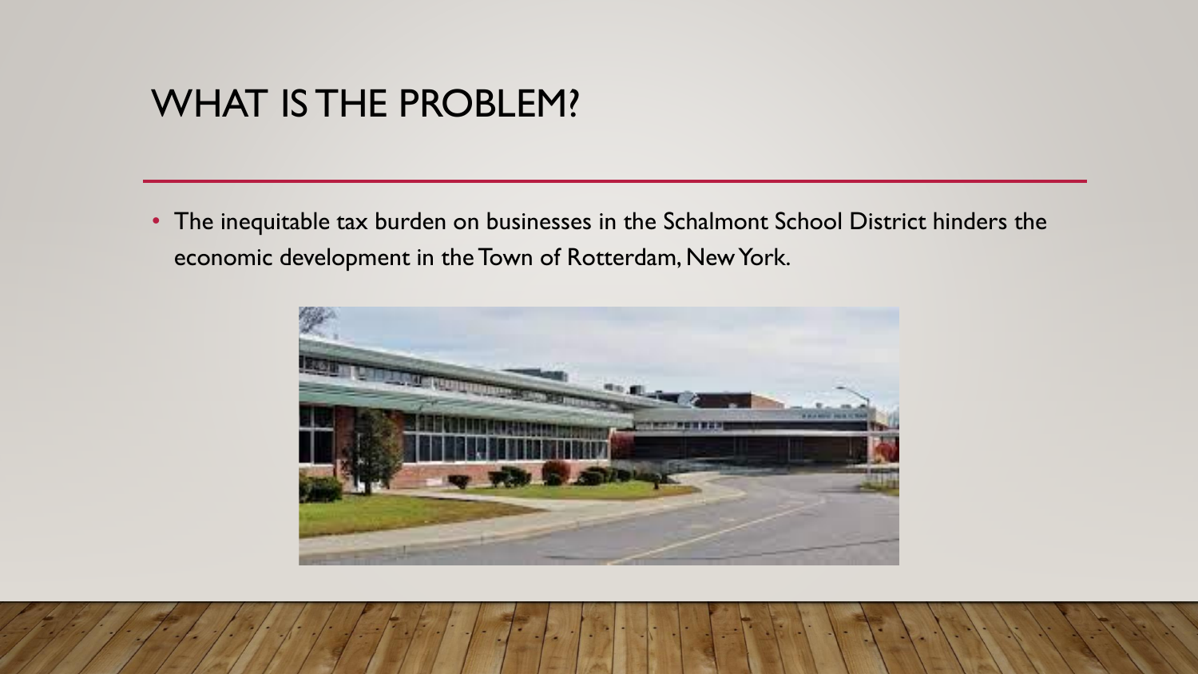# WHAT IS THE PROBLEM?

- The inequitable tax burden on businesses in the Schalmont School District hinders the economic development in the Town of Rotterdam, New York.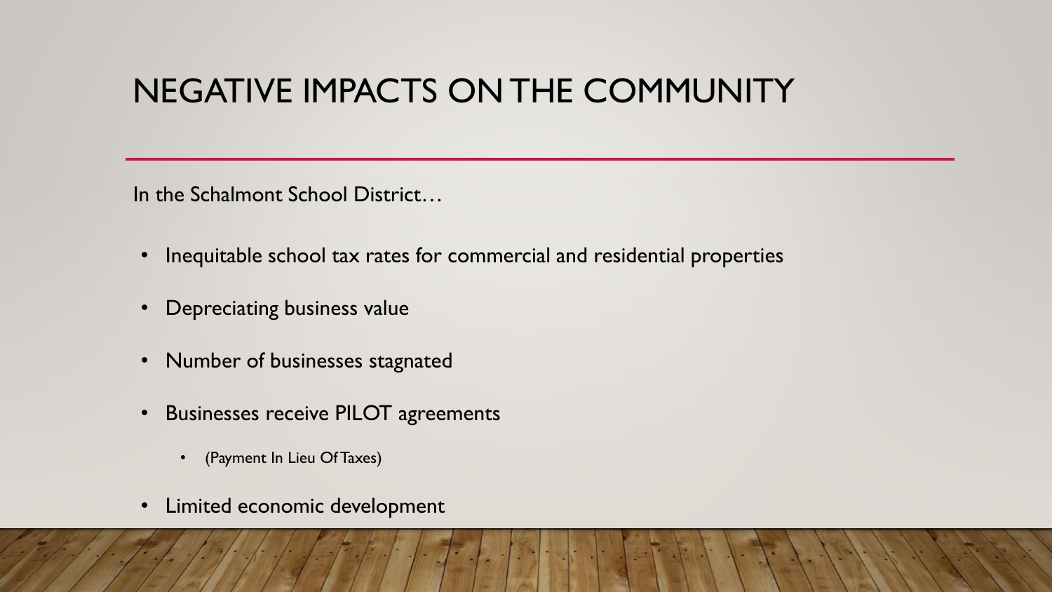# NEGATIVE IMPACTS ON THE COMMUNITY

In the Schalmont School District…

- Inequitable school tax rates for commercial and residential properties
- Depreciating business value
- Number of businesses stagnated
- Businesses receive PILOT agreements
  - (Payment In Lieu Of Taxes)
- Limited economic development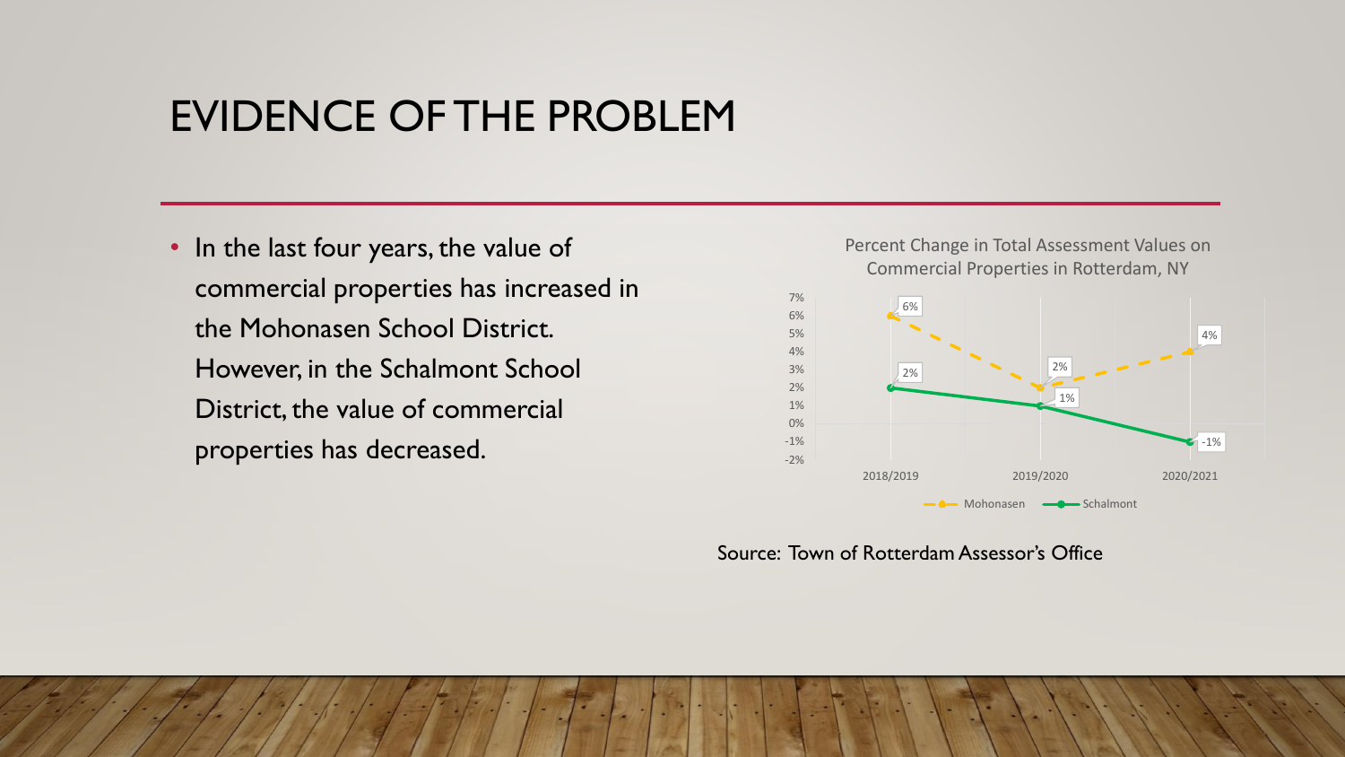# EVIDENCE OF THE PROBLEM

- In the last four years, the value of commercial properties has increased in the Mohonasen School District. However, in the Schalmont School District, the value of commercial properties has decreased.

Percent Change in Total Assessment Values on Commercial Properties in Rotterdam, NY

| | 2018/2019 | 2019/2020 | 2020/2021 |
| --- | --- | --- | --- |
| Mohonasen | 6% | 2% | 4% |
| Schalmont | 2% | 1% | -1% |

Source: Town of Rotterdam Assessor's Office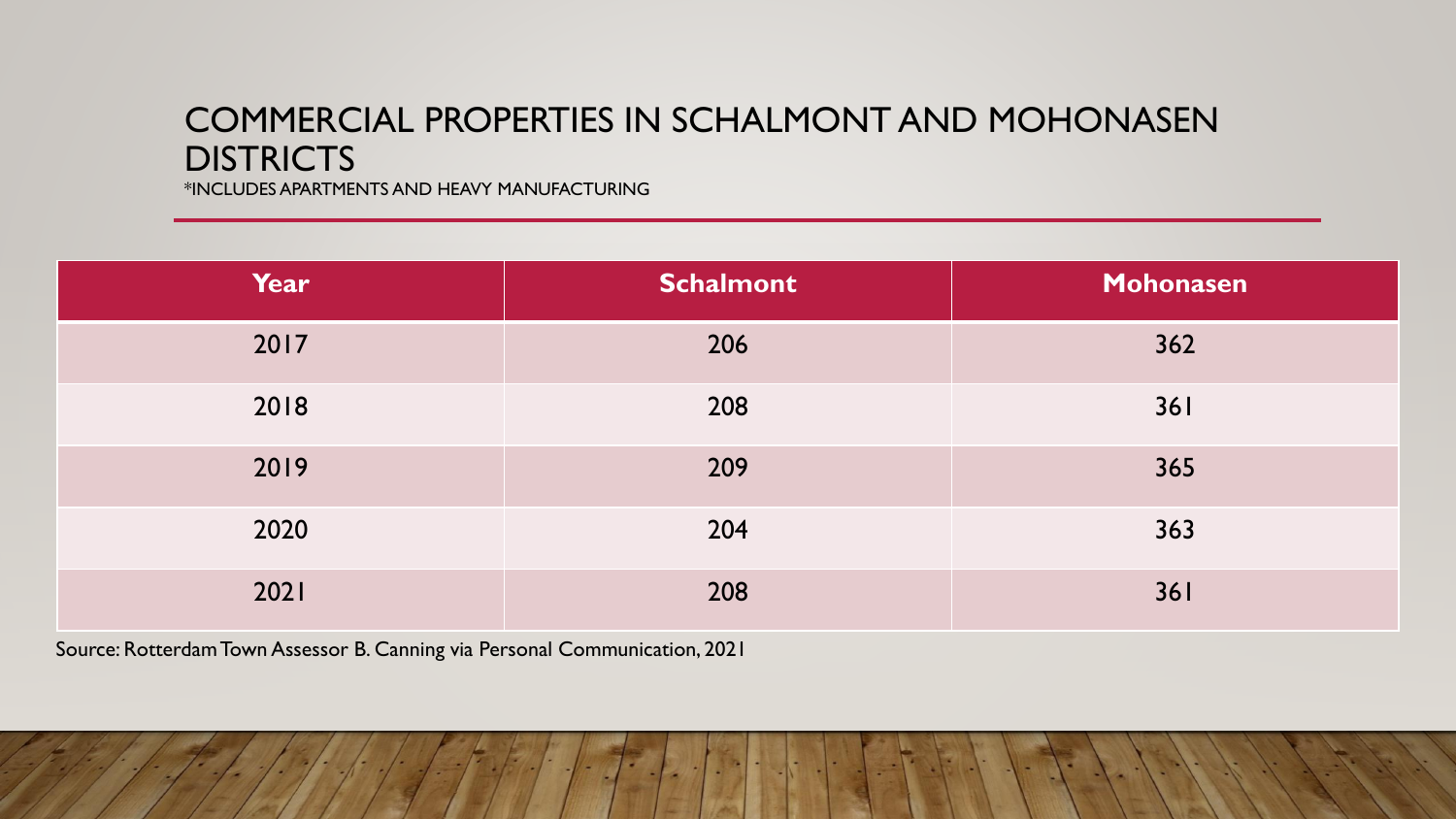# COMMERCIAL PROPERTIES IN SCHALMONT AND MOHONASEN DISTRICTS

*INCLUDES APARTMENTS AND HEAVY MANUFACTURING

| Year | Schalmont | Mohonasen |
|---|---|---|
| 2017 | 206 | 362 |
| 2018 | 208 | 361 |
| 2019 | 209 | 365 |
| 2020 | 204 | 363 |
| 2021 | 208 | 361 |

Source: Rotterdam Town Assessor B. Canning via Personal Communication, 2021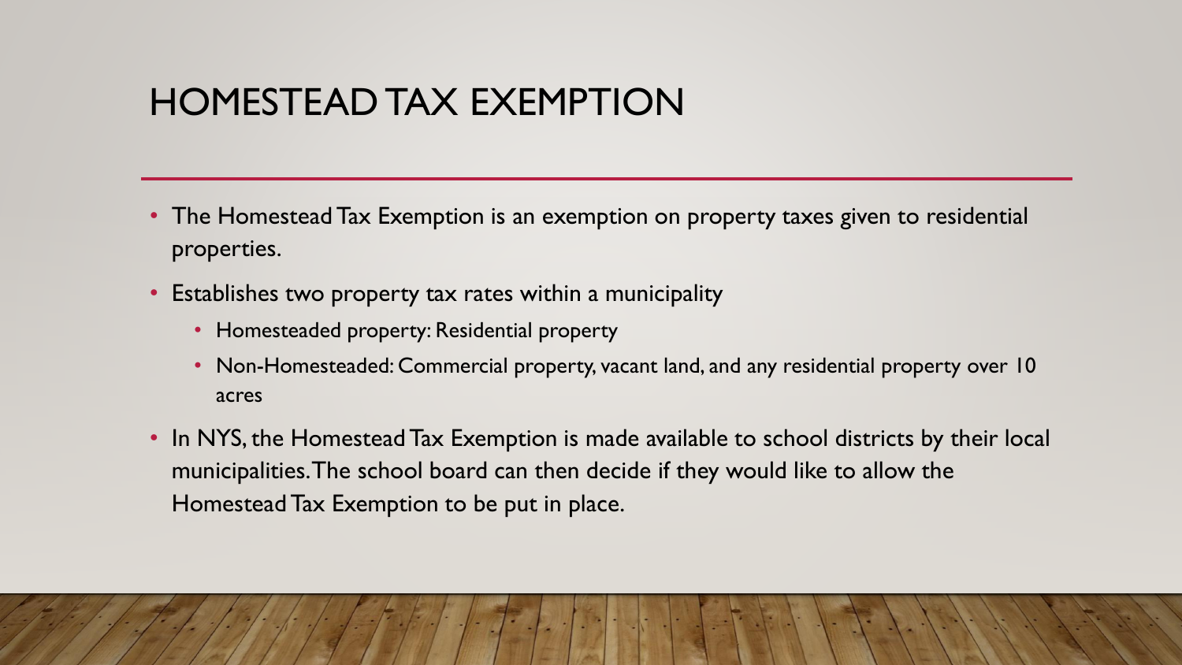# HOMESTEAD TAX EXEMPTION

- The Homestead Tax Exemption is an exemption on property taxes given to residential properties.
- Establishes two property tax rates within a municipality
  - Homesteaded property: Residential property
  - Non-Homesteaded: Commercial property, vacant land, and any residential property over 10 acres
- In NYS, the Homestead Tax Exemption is made available to school districts by their local municipalities. The school board can then decide if they would like to allow the Homestead Tax Exemption to be put in place.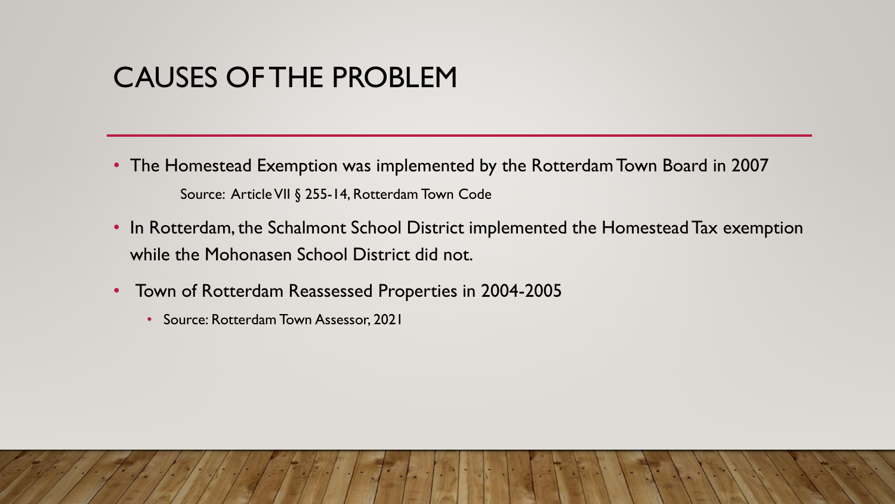# CAUSES OF THE PROBLEM

- The Homestead Exemption was implemented by the Rotterdam Town Board in 2007

  Source: Article VII § 255-14, Rotterdam Town Code

- In Rotterdam, the Schalmont School District implemented the Homestead Tax exemption while the Mohonasen School District did not.

- Town of Rotterdam Reassessed Properties in 2004-2005
  - Source: Rotterdam Town Assessor, 2021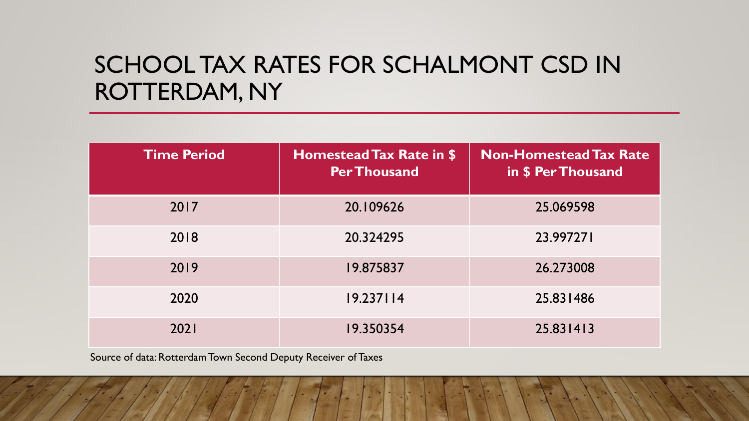# SCHOOL TAX RATES FOR SCHALMONT CSD IN ROTTERDAM, NY

| Time Period | Homestead Tax Rate in $ Per Thousand | Non-Homestead Tax Rate in $ Per Thousand |
|---|---|---|
| 2017 | 20.109626 | 25.069598 |
| 2018 | 20.324295 | 23.997271 |
| 2019 | 19.875837 | 26.273008 |
| 2020 | 19.237114 | 25.831486 |
| 2021 | 19.350354 | 25.831413 |

Source of data: Rotterdam Town Second Deputy Receiver of Taxes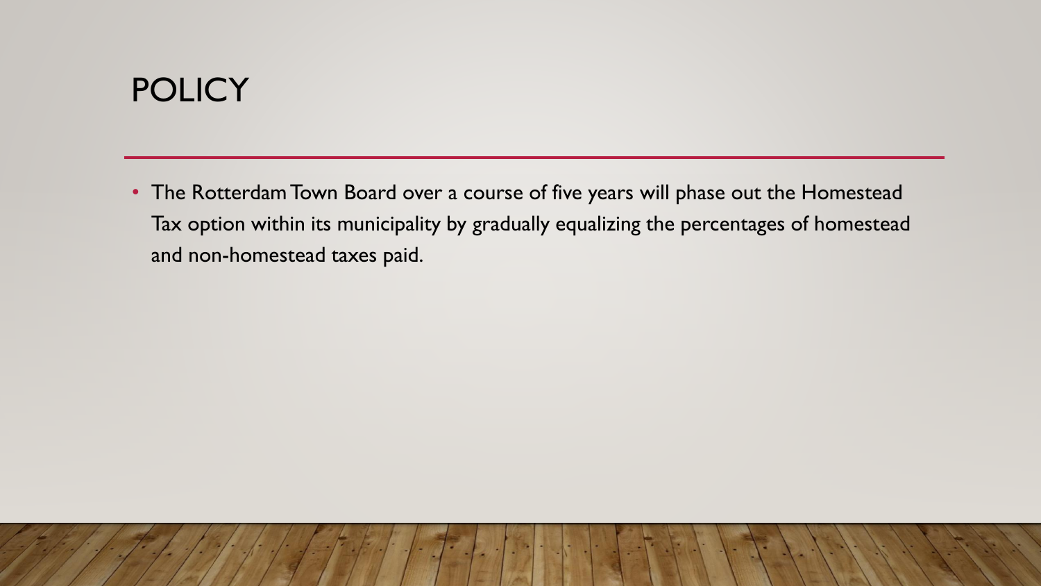# POLICY

- The Rotterdam Town Board over a course of five years will phase out the Homestead Tax option within its municipality by gradually equalizing the percentages of homestead and non-homestead taxes paid.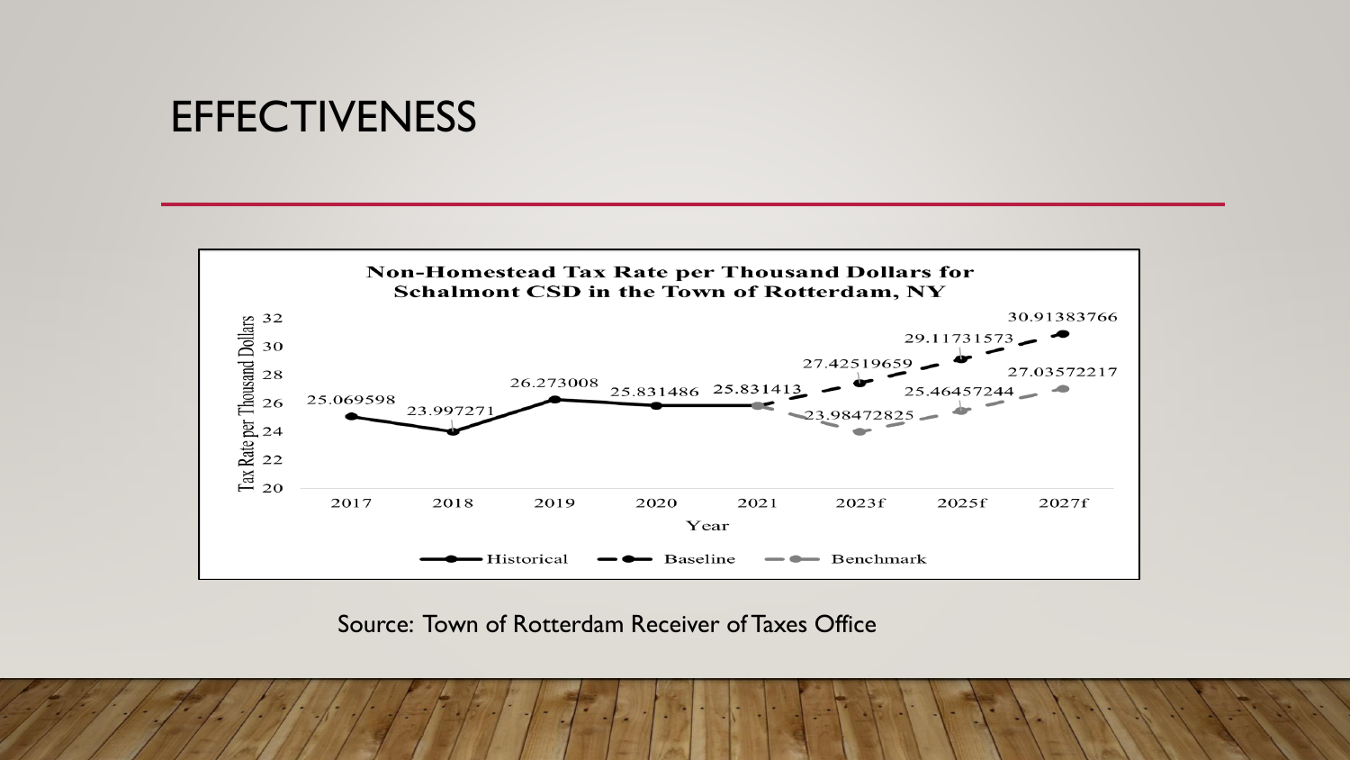# EFFECTIVENESS

**Non-Homestead Tax Rate per Thousand Dollars for Schalmont CSD in the Town of Rotterdam, NY**

| Year | Historical | Baseline | Benchmark |
| --- | --- | --- | --- |
| 2017 | 25.069598 | | |
| 2018 | 23.997271 | | |
| 2019 | 26.273008 | | |
| 2020 | 25.831486 | | |
| 2021 | 25.831413 | | |
| 2023f | | 27.42519659 | 23.98472825 |
| 2025f | | 29.11731573 | 25.46457244 |
| 2027f | | 30.91383766 | 27.03572217 |

Source: Town of Rotterdam Receiver of Taxes Office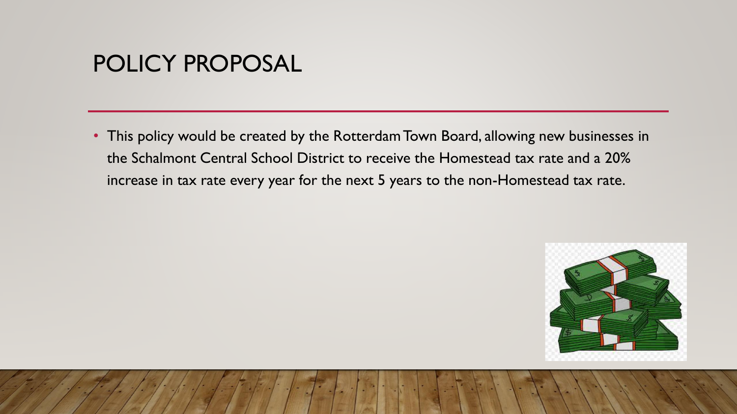# POLICY PROPOSAL

- This policy would be created by the Rotterdam Town Board, allowing new businesses in the Schalmont Central School District to receive the Homestead tax rate and a 20% increase in tax rate every year for the next 5 years to the non-Homestead tax rate.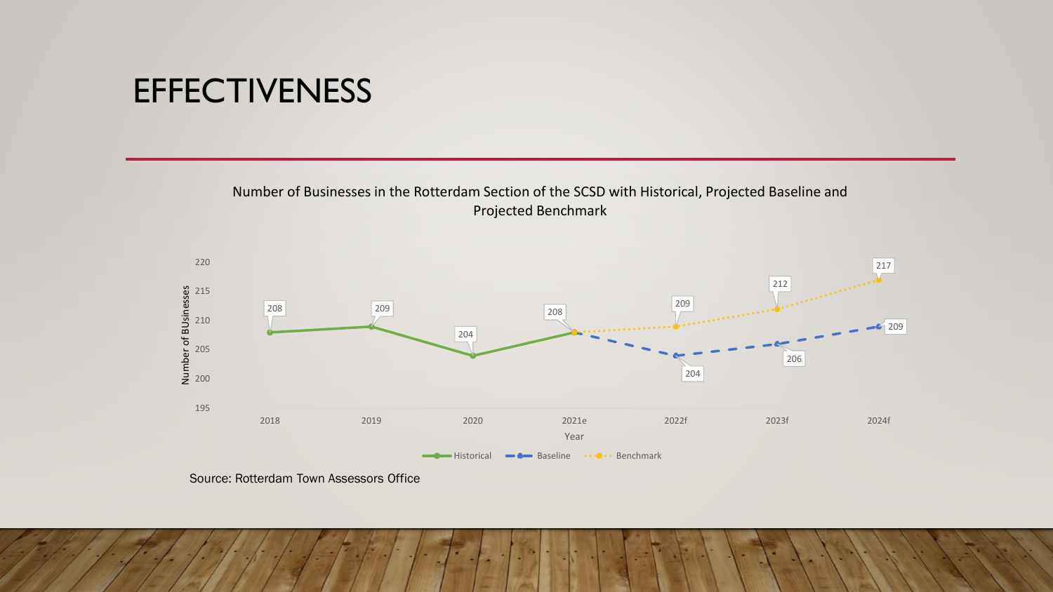# EFFECTIVENESS

Number of Businesses in the Rotterdam Section of the SCSD with Historical, Projected Baseline and Projected Benchmark

| Year | Historical | Baseline | Benchmark |
|---|---|---|---|
| 2018 | 208 | | |
| 2019 | 209 | | |
| 2020 | 204 | | |
| 2021e | 208 | 208 | 208 |
| 2022f | | 204 | 209 |
| 2023f | | 206 | 212 |
| 2024f | | 209 | 217 |

Source: Rotterdam Town Assessors Office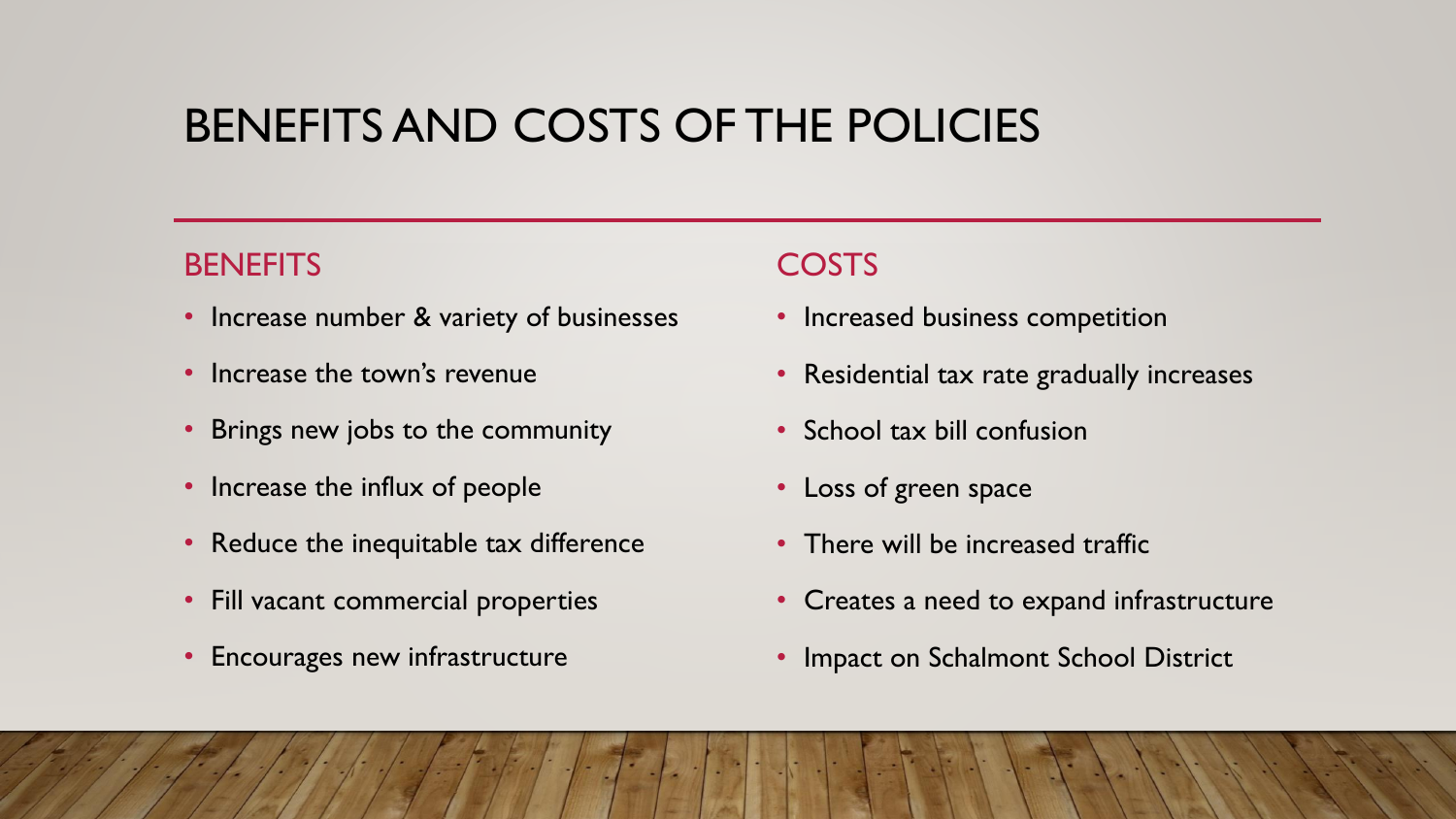# BENEFITS AND COSTS OF THE POLICIES

## BENEFITS

- Increase number & variety of businesses
- Increase the town's revenue
- Brings new jobs to the community
- Increase the influx of people
- Reduce the inequitable tax difference
- Fill vacant commercial properties
- Encourages new infrastructure

## COSTS

- Increased business competition
- Residential tax rate gradually increases
- School tax bill confusion
- Loss of green space
- There will be increased traffic
- Creates a need to expand infrastructure
- Impact on Schalmont School District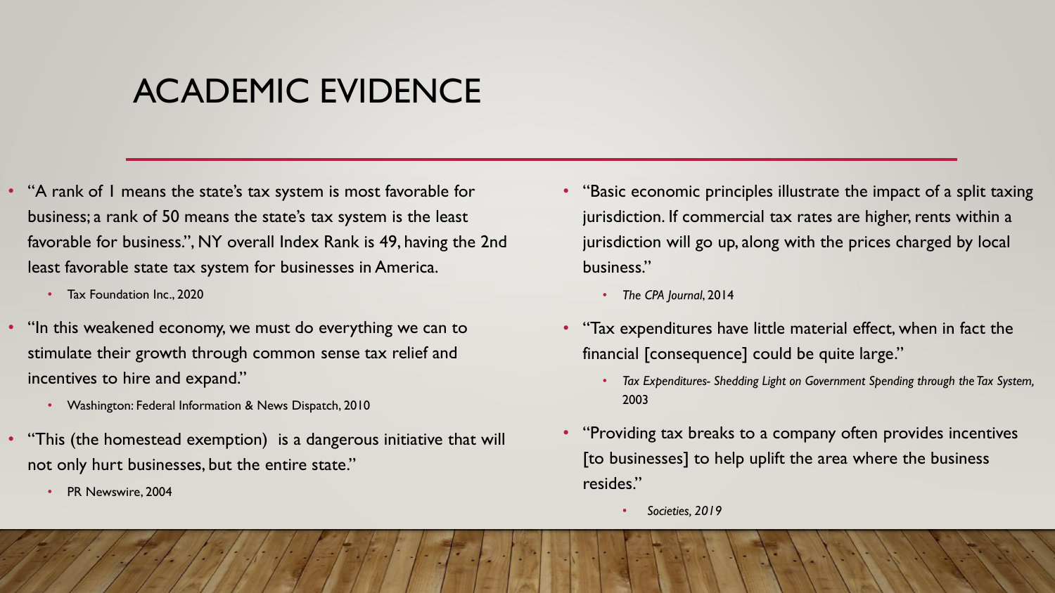# ACADEMIC EVIDENCE

- "A rank of 1 means the state's tax system is most favorable for business; a rank of 50 means the state's tax system is the least favorable for business.", NY overall Index Rank is 49, having the 2nd least favorable state tax system for businesses in America.
  - Tax Foundation Inc., 2020
- "In this weakened economy, we must do everything we can to stimulate their growth through common sense tax relief and incentives to hire and expand."
  - Washington: Federal Information & News Dispatch, 2010
- "This (the homestead exemption) is a dangerous initiative that will not only hurt businesses, but the entire state."
  - PR Newswire, 2004
- "Basic economic principles illustrate the impact of a split taxing jurisdiction. If commercial tax rates are higher, rents within a jurisdiction will go up, along with the prices charged by local business."
  - *The CPA Journal*, 2014
- "Tax expenditures have little material effect, when in fact the financial [consequence] could be quite large."
  - *Tax Expenditures- Shedding Light on Government Spending through the Tax System,* 2003
- "Providing tax breaks to a company often provides incentives [to businesses] to help uplift the area where the business resides."
  - *Societies, 2019*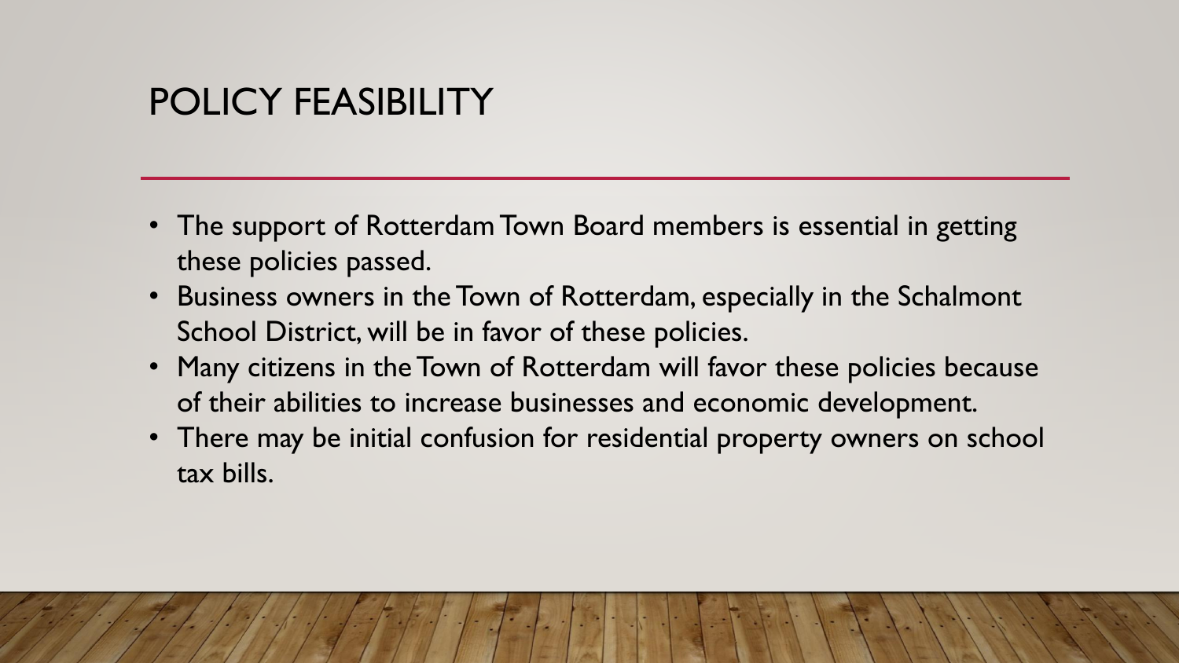# POLICY FEASIBILITY

- The support of Rotterdam Town Board members is essential in getting these policies passed.
- Business owners in the Town of Rotterdam, especially in the Schalmont School District, will be in favor of these policies.
- Many citizens in the Town of Rotterdam will favor these policies because of their abilities to increase businesses and economic development.
- There may be initial confusion for residential property owners on school tax bills.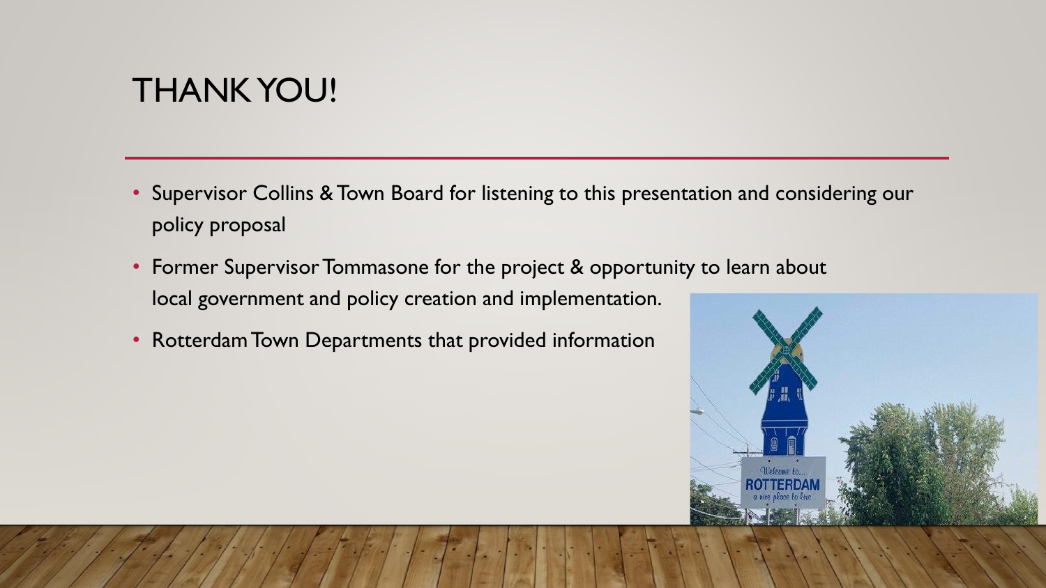# THANK YOU!

- Supervisor Collins & Town Board for listening to this presentation and considering our policy proposal
- Former Supervisor Tommasone for the project & opportunity to learn about local government and policy creation and implementation.
- Rotterdam Town Departments that provided information